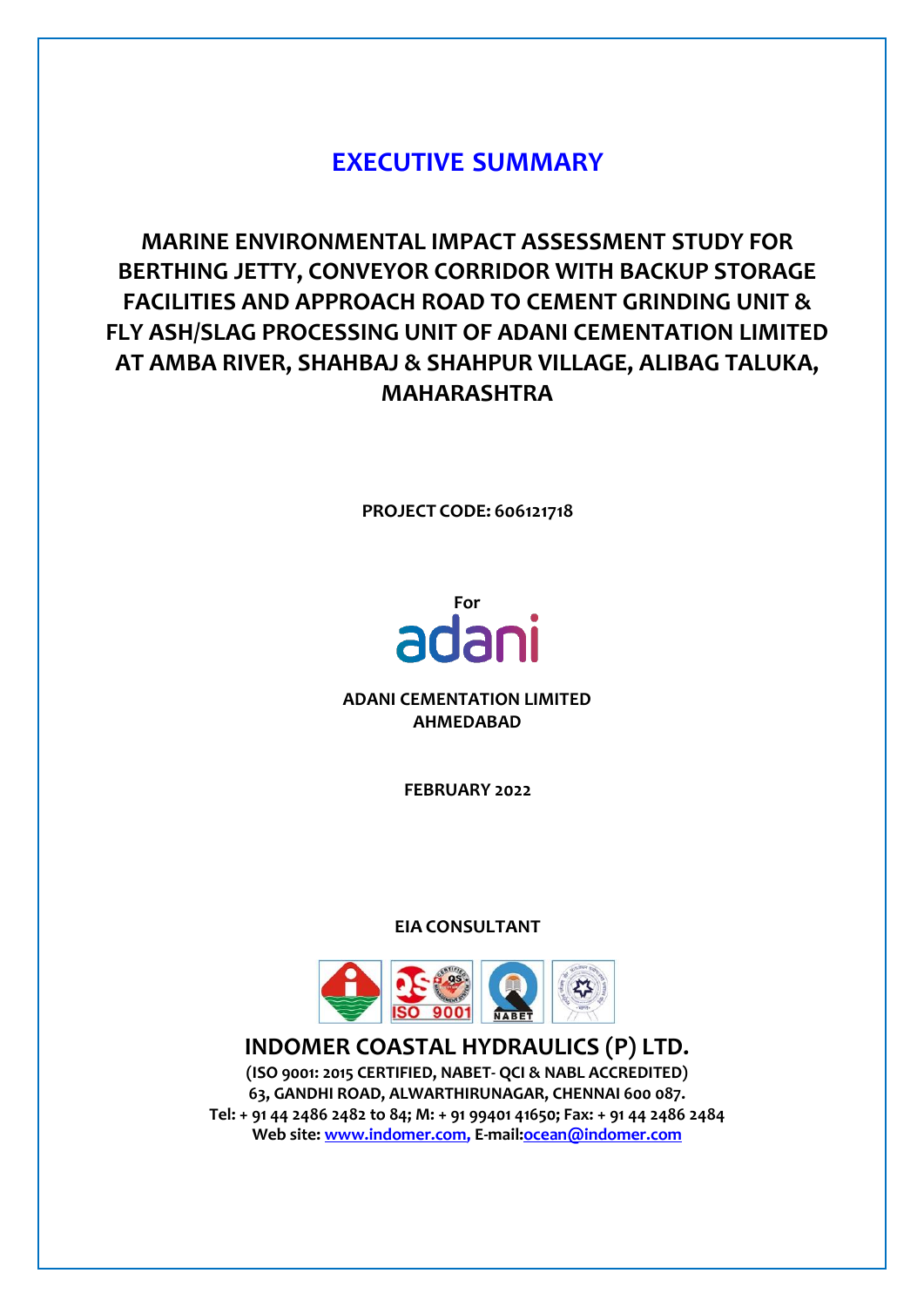# EXECUTIVE SUMMARY

## MARINE ENVIRONMENTAL IMPACT ASSESSMENT STUDY FOR BERTHING JETTY, CONVEYOR CORRIDOR WITH BACKUP STORAGE FACILITIES AND APPROACH ROAD TO CEMENT GRINDING UNIT & FLY ASH/SLAG PROCESSING UNIT OF ADANI CEMENTATION LIMITED AT AMBA RIVER, SHAHBAJ & SHAHPUR VILLAGE, ALIBAG TALUKA, MAHARASHTRA

**PROJECT CODE: 606121718**

**For**

adani

**ADANI CEMENTATION LIMITED**
**AHMEDABAD**

**FEBRUARY 2022**

**EIA CONSULTANT**

**INDOMER COASTAL HYDRAULICS (P) LTD.**

**(ISO 9001: 2015 CERTIFIED, NABET- QCI & NABL ACCREDITED)**
**63, GANDHI ROAD, ALWARTHIRUNAGAR, CHENNAI 600 087.**
**Tel: + 91 44 2486 2482 to 84; M: + 91 99401 41650; Fax: + 91 44 2486 2484**
**Web site: www.indomer.com, E-mail:ocean@indomer.com**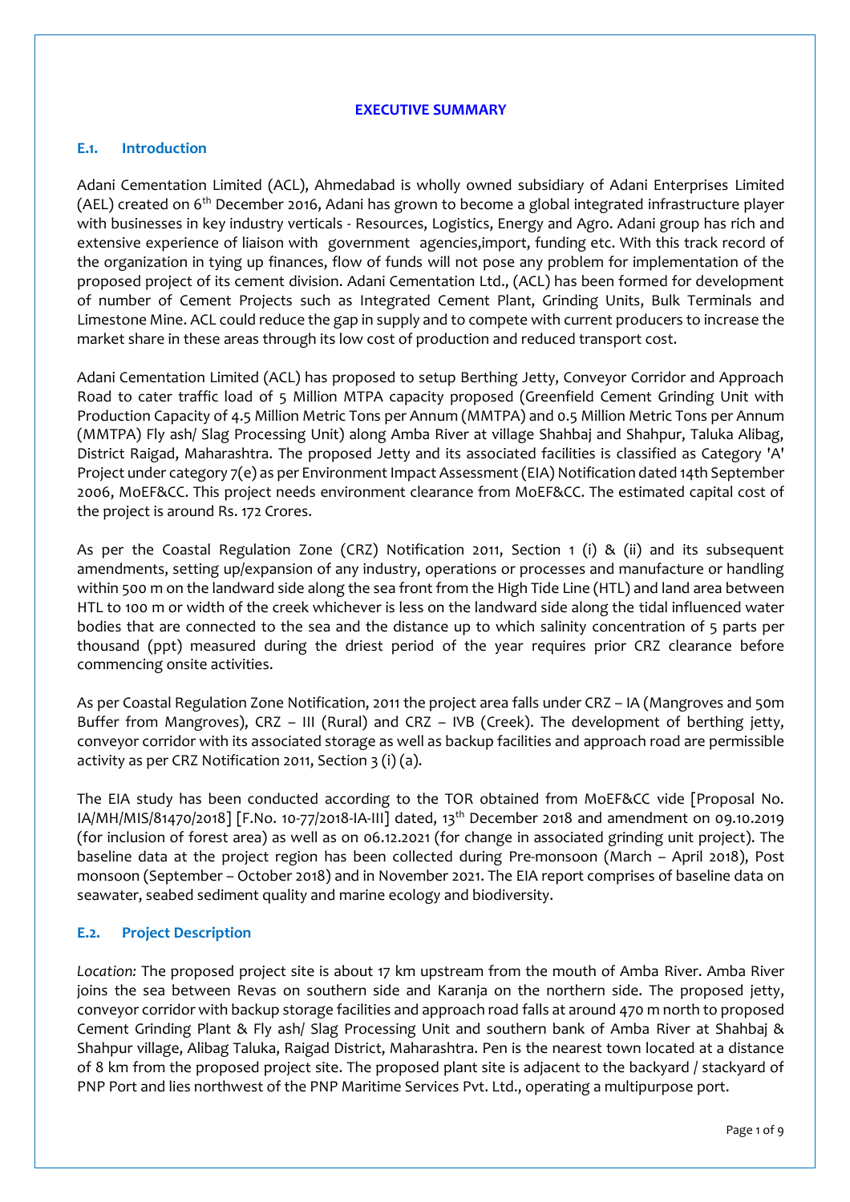# EXECUTIVE SUMMARY

## E.1. Introduction

Adani Cementation Limited (ACL), Ahmedabad is wholly owned subsidiary of Adani Enterprises Limited (AEL) created on 6th December 2016, Adani has grown to become a global integrated infrastructure player with businesses in key industry verticals - Resources, Logistics, Energy and Agro. Adani group has rich and extensive experience of liaison with government agencies,import, funding etc. With this track record of the organization in tying up finances, flow of funds will not pose any problem for implementation of the proposed project of its cement division. Adani Cementation Ltd., (ACL) has been formed for development of number of Cement Projects such as Integrated Cement Plant, Grinding Units, Bulk Terminals and Limestone Mine. ACL could reduce the gap in supply and to compete with current producers to increase the market share in these areas through its low cost of production and reduced transport cost.

Adani Cementation Limited (ACL) has proposed to setup Berthing Jetty, Conveyor Corridor and Approach Road to cater traffic load of 5 Million MTPA capacity proposed (Greenfield Cement Grinding Unit with Production Capacity of 4.5 Million Metric Tons per Annum (MMTPA) and 0.5 Million Metric Tons per Annum (MMTPA) Fly ash/ Slag Processing Unit) along Amba River at village Shahbaj and Shahpur, Taluka Alibag, District Raigad, Maharashtra. The proposed Jetty and its associated facilities is classified as Category 'A' Project under category 7(e) as per Environment Impact Assessment (EIA) Notification dated 14th September 2006, MoEF&CC. This project needs environment clearance from MoEF&CC. The estimated capital cost of the project is around Rs. 172 Crores.

As per the Coastal Regulation Zone (CRZ) Notification 2011, Section 1 (i) & (ii) and its subsequent amendments, setting up/expansion of any industry, operations or processes and manufacture or handling within 500 m on the landward side along the sea front from the High Tide Line (HTL) and land area between HTL to 100 m or width of the creek whichever is less on the landward side along the tidal influenced water bodies that are connected to the sea and the distance up to which salinity concentration of 5 parts per thousand (ppt) measured during the driest period of the year requires prior CRZ clearance before commencing onsite activities.

As per Coastal Regulation Zone Notification, 2011 the project area falls under CRZ – IA (Mangroves and 50m Buffer from Mangroves), CRZ – III (Rural) and CRZ – IVB (Creek). The development of berthing jetty, conveyor corridor with its associated storage as well as backup facilities and approach road are permissible activity as per CRZ Notification 2011, Section 3 (i) (a).

The EIA study has been conducted according to the TOR obtained from MoEF&CC vide [Proposal No. IA/MH/MIS/81470/2018] [F.No. 10-77/2018-IA-III] dated, 13th December 2018 and amendment on 09.10.2019 (for inclusion of forest area) as well as on 06.12.2021 (for change in associated grinding unit project). The baseline data at the project region has been collected during Pre-monsoon (March – April 2018), Post monsoon (September – October 2018) and in November 2021. The EIA report comprises of baseline data on seawater, seabed sediment quality and marine ecology and biodiversity.

## E.2. Project Description

*Location:* The proposed project site is about 17 km upstream from the mouth of Amba River. Amba River joins the sea between Revas on southern side and Karanja on the northern side. The proposed jetty, conveyor corridor with backup storage facilities and approach road falls at around 470 m north to proposed Cement Grinding Plant & Fly ash/ Slag Processing Unit and southern bank of Amba River at Shahbaj & Shahpur village, Alibag Taluka, Raigad District, Maharashtra. Pen is the nearest town located at a distance of 8 km from the proposed project site. The proposed plant site is adjacent to the backyard / stackyard of PNP Port and lies northwest of the PNP Maritime Services Pvt. Ltd., operating a multipurpose port.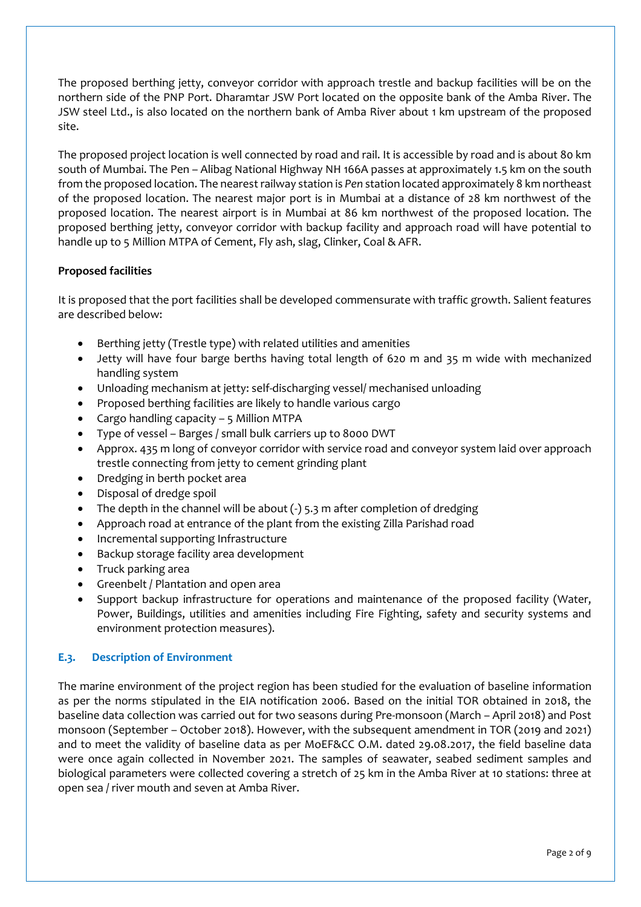The proposed berthing jetty, conveyor corridor with approach trestle and backup facilities will be on the northern side of the PNP Port. Dharamtar JSW Port located on the opposite bank of the Amba River. The JSW steel Ltd., is also located on the northern bank of Amba River about 1 km upstream of the proposed site.

The proposed project location is well connected by road and rail. It is accessible by road and is about 80 km south of Mumbai. The Pen – Alibag National Highway NH 166A passes at approximately 1.5 km on the south from the proposed location. The nearest railway station is *Pen* station located approximately 8 km northeast of the proposed location. The nearest major port is in Mumbai at a distance of 28 km northwest of the proposed location. The nearest airport is in Mumbai at 86 km northwest of the proposed location. The proposed berthing jetty, conveyor corridor with backup facility and approach road will have potential to handle up to 5 Million MTPA of Cement, Fly ash, slag, Clinker, Coal & AFR.

**Proposed facilities**

It is proposed that the port facilities shall be developed commensurate with traffic growth. Salient features are described below:

- Berthing jetty (Trestle type) with related utilities and amenities
- Jetty will have four barge berths having total length of 620 m and 35 m wide with mechanized handling system
- Unloading mechanism at jetty: self-discharging vessel/ mechanised unloading
- Proposed berthing facilities are likely to handle various cargo
- Cargo handling capacity – 5 Million MTPA
- Type of vessel – Barges / small bulk carriers up to 8000 DWT
- Approx. 435 m long of conveyor corridor with service road and conveyor system laid over approach trestle connecting from jetty to cement grinding plant
- Dredging in berth pocket area
- Disposal of dredge spoil
- The depth in the channel will be about (-) 5.3 m after completion of dredging
- Approach road at entrance of the plant from the existing Zilla Parishad road
- Incremental supporting Infrastructure
- Backup storage facility area development
- Truck parking area
- Greenbelt / Plantation and open area
- Support backup infrastructure for operations and maintenance of the proposed facility (Water, Power, Buildings, utilities and amenities including Fire Fighting, safety and security systems and environment protection measures).

## E.3. Description of Environment

The marine environment of the project region has been studied for the evaluation of baseline information as per the norms stipulated in the EIA notification 2006. Based on the initial TOR obtained in 2018, the baseline data collection was carried out for two seasons during Pre-monsoon (March – April 2018) and Post monsoon (September – October 2018). However, with the subsequent amendment in TOR (2019 and 2021) and to meet the validity of baseline data as per MoEF&CC O.M. dated 29.08.2017, the field baseline data were once again collected in November 2021. The samples of seawater, seabed sediment samples and biological parameters were collected covering a stretch of 25 km in the Amba River at 10 stations: three at open sea / river mouth and seven at Amba River.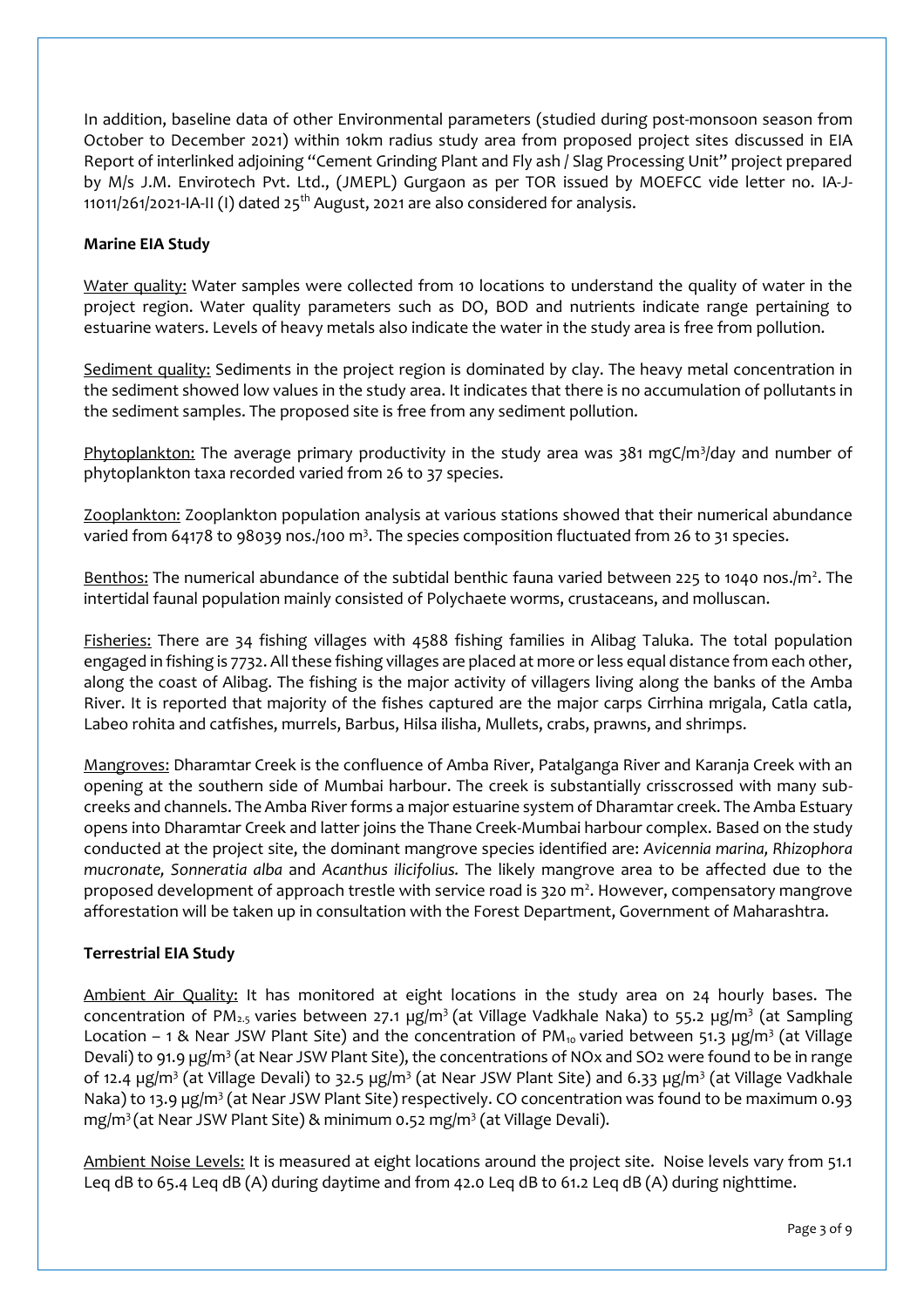In addition, baseline data of other Environmental parameters (studied during post-monsoon season from October to December 2021) within 10km radius study area from proposed project sites discussed in EIA Report of interlinked adjoining "Cement Grinding Plant and Fly ash / Slag Processing Unit" project prepared by M/s J.M. Envirotech Pvt. Ltd., (JMEPL) Gurgaon as per TOR issued by MOEFCC vide letter no. IA-J-11011/261/2021-IA-II (I) dated 25[th] August, 2021 are also considered for analysis.

**Marine EIA Study**

Water quality: Water samples were collected from 10 locations to understand the quality of water in the project region. Water quality parameters such as DO, BOD and nutrients indicate range pertaining to estuarine waters. Levels of heavy metals also indicate the water in the study area is free from pollution.

Sediment quality: Sediments in the project region is dominated by clay. The heavy metal concentration in the sediment showed low values in the study area. It indicates that there is no accumulation of pollutants in the sediment samples. The proposed site is free from any sediment pollution.

Phytoplankton: The average primary productivity in the study area was 381 mgC/$m^3$/day and number of phytoplankton taxa recorded varied from 26 to 37 species.

Zooplankton: Zooplankton population analysis at various stations showed that their numerical abundance varied from 64178 to 98039 nos./100 $m^3$. The species composition fluctuated from 26 to 31 species.

Benthos: The numerical abundance of the subtidal benthic fauna varied between 225 to 1040 nos./$m^2$. The intertidal faunal population mainly consisted of Polychaete worms, crustaceans, and molluscan.

Fisheries: There are 34 fishing villages with 4588 fishing families in Alibag Taluka. The total population engaged in fishing is 7732. All these fishing villages are placed at more or less equal distance from each other, along the coast of Alibag. The fishing is the major activity of villagers living along the banks of the Amba River. It is reported that majority of the fishes captured are the major carps Cirrhina mrigala, Catla catla, Labeo rohita and catfishes, murrels, Barbus, Hilsa ilisha, Mullets, crabs, prawns, and shrimps.

Mangroves: Dharamtar Creek is the confluence of Amba River, Patalganga River and Karanja Creek with an opening at the southern side of Mumbai harbour. The creek is substantially crisscrossed with many sub-creeks and channels. The Amba River forms a major estuarine system of Dharamtar creek. The Amba Estuary opens into Dharamtar Creek and latter joins the Thane Creek-Mumbai harbour complex. Based on the study conducted at the project site, the dominant mangrove species identified are: *Avicennia marina, Rhizophora mucronate, Sonneratia alba* and *Acanthus ilicifolius.* The likely mangrove area to be affected due to the proposed development of approach trestle with service road is 320 $m^2$. However, compensatory mangrove afforestation will be taken up in consultation with the Forest Department, Government of Maharashtra.

**Terrestrial EIA Study**

Ambient Air Quality: It has monitored at eight locations in the study area on 24 hourly bases. The concentration of $PM_{2.5}$ varies between 27.1 µg/$m^3$ (at Village Vadkhale Naka) to 55.2 µg/$m^3$ (at Sampling Location – 1 & Near JSW Plant Site) and the concentration of $PM_{10}$ varied between 51.3 µg/$m^3$ (at Village Devali) to 91.9 µg/$m^3$ (at Near JSW Plant Site), the concentrations of NOx and SO2 were found to be in range of 12.4 µg/$m^3$ (at Village Devali) to 32.5 µg/$m^3$ (at Near JSW Plant Site) and 6.33 µg/$m^3$ (at Village Vadkhale Naka) to 13.9 µg/$m^3$ (at Near JSW Plant Site) respectively. CO concentration was found to be maximum 0.93 mg/$m^3$ (at Near JSW Plant Site) & minimum 0.52 mg/$m^3$ (at Village Devali).

Ambient Noise Levels: It is measured at eight locations around the project site. Noise levels vary from 51.1 Leq dB to 65.4 Leq dB (A) during daytime and from 42.0 Leq dB to 61.2 Leq dB (A) during nighttime.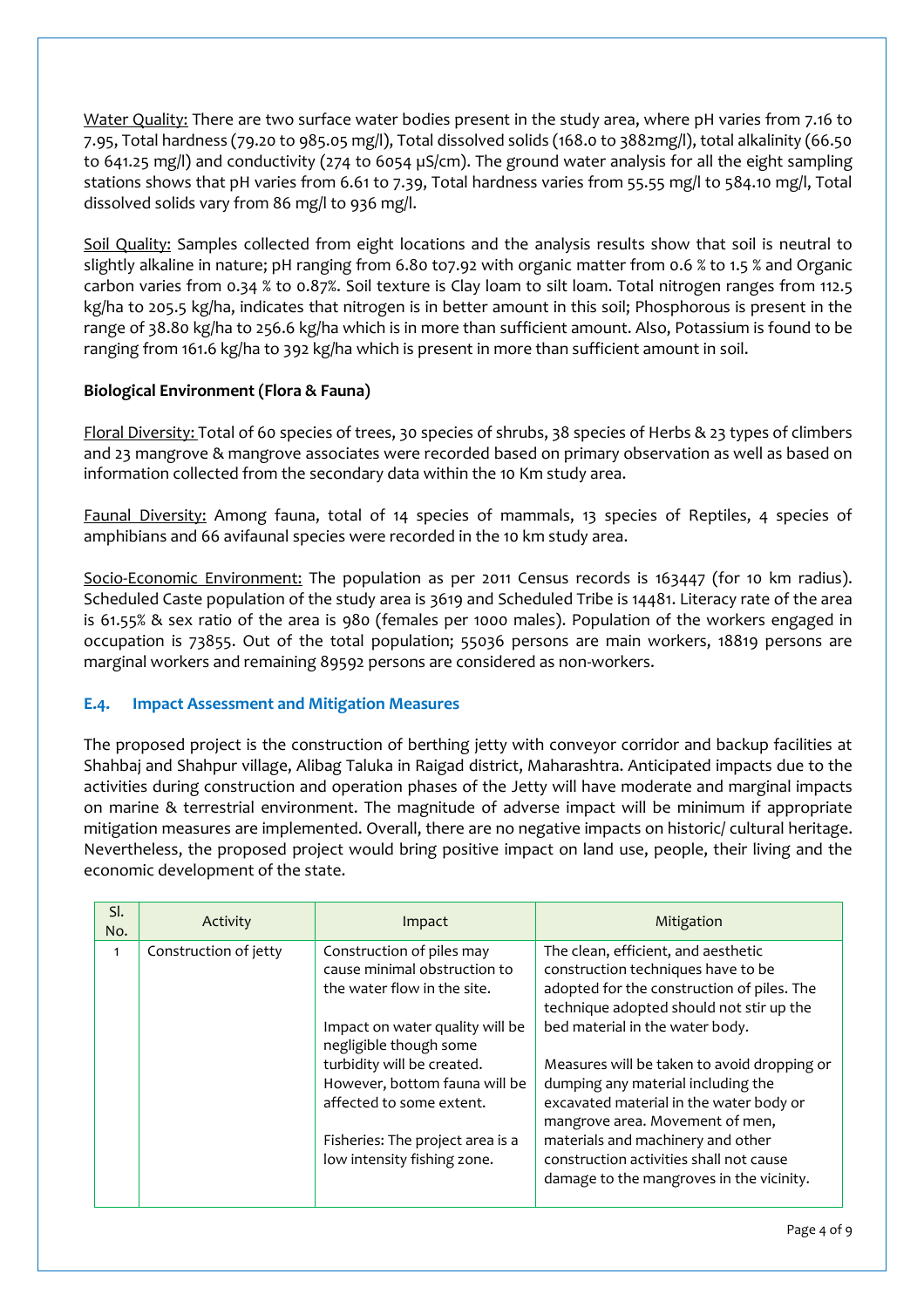Water Quality: There are two surface water bodies present in the study area, where pH varies from 7.16 to 7.95, Total hardness (79.20 to 985.05 mg/l), Total dissolved solids (168.0 to 3882mg/l), total alkalinity (66.50 to 641.25 mg/l) and conductivity (274 to 6054 µS/cm). The ground water analysis for all the eight sampling stations shows that pH varies from 6.61 to 7.39, Total hardness varies from 55.55 mg/l to 584.10 mg/l, Total dissolved solids vary from 86 mg/l to 936 mg/l.

Soil Quality: Samples collected from eight locations and the analysis results show that soil is neutral to slightly alkaline in nature; pH ranging from 6.80 to7.92 with organic matter from 0.6 % to 1.5 % and Organic carbon varies from 0.34 % to 0.87%. Soil texture is Clay loam to silt loam. Total nitrogen ranges from 112.5 kg/ha to 205.5 kg/ha, indicates that nitrogen is in better amount in this soil; Phosphorous is present in the range of 38.80 kg/ha to 256.6 kg/ha which is in more than sufficient amount. Also, Potassium is found to be ranging from 161.6 kg/ha to 392 kg/ha which is present in more than sufficient amount in soil.

**Biological Environment (Flora & Fauna)**

Floral Diversity: Total of 60 species of trees, 30 species of shrubs, 38 species of Herbs & 23 types of climbers and 23 mangrove & mangrove associates were recorded based on primary observation as well as based on information collected from the secondary data within the 10 Km study area.

Faunal Diversity: Among fauna, total of 14 species of mammals, 13 species of Reptiles, 4 species of amphibians and 66 avifaunal species were recorded in the 10 km study area.

Socio-Economic Environment: The population as per 2011 Census records is 163447 (for 10 km radius). Scheduled Caste population of the study area is 3619 and Scheduled Tribe is 14481. Literacy rate of the area is 61.55% & sex ratio of the area is 980 (females per 1000 males). Population of the workers engaged in occupation is 73855. Out of the total population; 55036 persons are main workers, 18819 persons are marginal workers and remaining 89592 persons are considered as non-workers.

### E.4. Impact Assessment and Mitigation Measures

The proposed project is the construction of berthing jetty with conveyor corridor and backup facilities at Shahbaj and Shahpur village, Alibag Taluka in Raigad district, Maharashtra. Anticipated impacts due to the activities during construction and operation phases of the Jetty will have moderate and marginal impacts on marine & terrestrial environment. The magnitude of adverse impact will be minimum if appropriate mitigation measures are implemented. Overall, there are no negative impacts on historic/ cultural heritage. Nevertheless, the proposed project would bring positive impact on land use, people, their living and the economic development of the state.

| Sl. No. | Activity | Impact | Mitigation |
|---|---|---|---|
| 1 | Construction of jetty | Construction of piles may cause minimal obstruction to the water flow in the site.<br><br>Impact on water quality will be negligible though some turbidity will be created. However, bottom fauna will be affected to some extent.<br><br>Fisheries: The project area is a low intensity fishing zone. | The clean, efficient, and aesthetic construction techniques have to be adopted for the construction of piles. The technique adopted should not stir up the bed material in the water body.<br><br>Measures will be taken to avoid dropping or dumping any material including the excavated material in the water body or mangrove area. Movement of men, materials and machinery and other construction activities shall not cause damage to the mangroves in the vicinity. |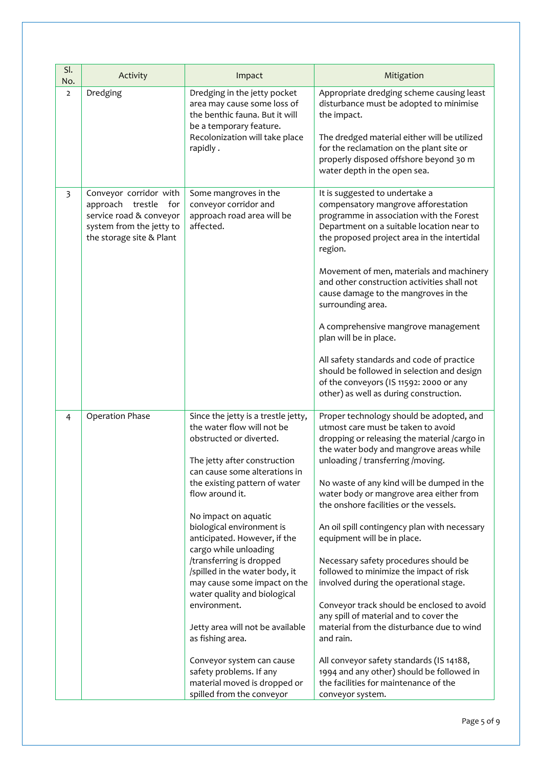| Sl. No. | Activity | Impact | Mitigation |
|---|---|---|---|
| 2 | Dredging | Dredging in the jetty pocket area may cause some loss of the benthic fauna. But it will be a temporary feature. Recolonization will take place rapidly . | Appropriate dredging scheme causing least disturbance must be adopted to minimise the impact.<br><br>The dredged material either will be utilized for the reclamation on the plant site or properly disposed offshore beyond 30 m water depth in the open sea. |
| 3 | Conveyor corridor with approach trestle for service road & conveyor system from the jetty to the storage site & Plant | Some mangroves in the conveyor corridor and approach road area will be affected. | It is suggested to undertake a compensatory mangrove afforestation programme in association with the Forest Department on a suitable location near to the proposed project area in the intertidal region.<br><br>Movement of men, materials and machinery and other construction activities shall not cause damage to the mangroves in the surrounding area.<br><br>A comprehensive mangrove management plan will be in place.<br><br>All safety standards and code of practice should be followed in selection and design of the conveyors (IS 11592: 2000 or any other) as well as during construction. |
| 4 | Operation Phase | Since the jetty is a trestle jetty, the water flow will not be obstructed or diverted.<br><br>The jetty after construction can cause some alterations in the existing pattern of water flow around it.<br><br>No impact on aquatic biological environment is anticipated. However, if the cargo while unloading /transferring is dropped /spilled in the water body, it may cause some impact on the water quality and biological environment.<br><br>Jetty area will not be available as fishing area.<br><br>Conveyor system can cause safety problems. If any material moved is dropped or spilled from the conveyor | Proper technology should be adopted, and utmost care must be taken to avoid dropping or releasing the material /cargo in the water body and mangrove areas while unloading / transferring /moving.<br><br>No waste of any kind will be dumped in the water body or mangrove area either from the onshore facilities or the vessels.<br><br>An oil spill contingency plan with necessary equipment will be in place.<br><br>Necessary safety procedures should be followed to minimize the impact of risk involved during the operational stage.<br><br>Conveyor track should be enclosed to avoid any spill of material and to cover the material from the disturbance due to wind and rain.<br><br>All conveyor safety standards (IS 14188, 1994 and any other) should be followed in the facilities for maintenance of the conveyor system. |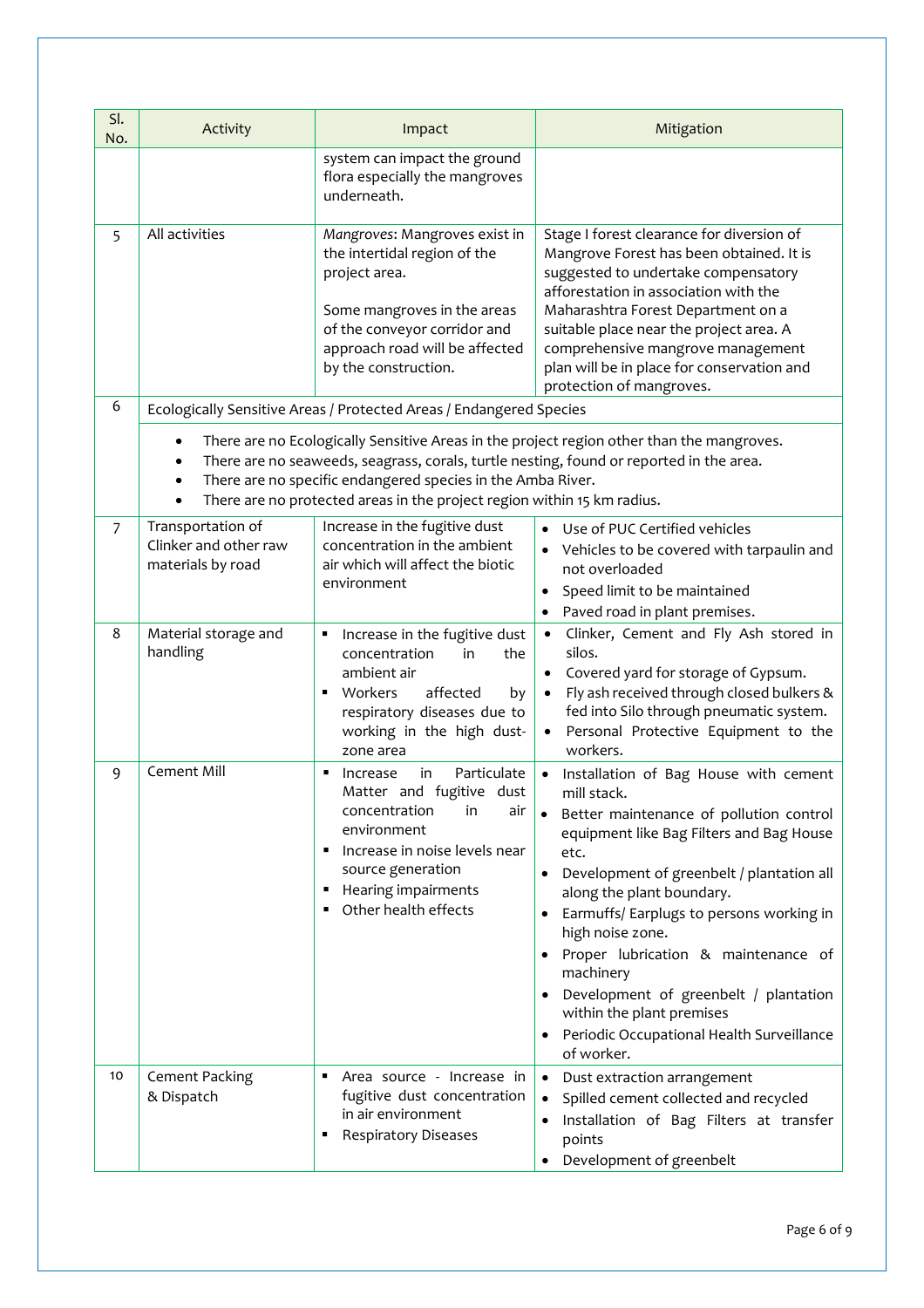| Sl. No. | Activity | Impact | Mitigation |
|---|---|---|---|
| | | system can impact the ground flora especially the mangroves underneath. | |
| 5 | All activities | *Mangroves*: Mangroves exist in the intertidal region of the project area.<br><br>Some mangroves in the areas of the conveyor corridor and approach road will be affected by the construction. | Stage I forest clearance for diversion of Mangrove Forest has been obtained. It is suggested to undertake compensatory afforestation in association with the Maharashtra Forest Department on a suitable place near the project area. A comprehensive mangrove management plan will be in place for conservation and protection of mangroves. |
| 6 | Ecologically Sensitive Areas / Protected Areas / Endangered Species | | |
| | • There are no Ecologically Sensitive Areas in the project region other than the mangroves.<br>• There are no seaweeds, seagrass, corals, turtle nesting, found or reported in the area.<br>• There are no specific endangered species in the Amba River.<br>• There are no protected areas in the project region within 15 km radius. | | |
| 7 | Transportation of Clinker and other raw materials by road | Increase in the fugitive dust concentration in the ambient air which will affect the biotic environment | • Use of PUC Certified vehicles<br>• Vehicles to be covered with tarpaulin and not overloaded<br>• Speed limit to be maintained<br>• Paved road in plant premises. |
| 8 | Material storage and handling | ▪ Increase in the fugitive dust concentration in the ambient air<br>▪ Workers affected by respiratory diseases due to working in the high dust-zone area | • Clinker, Cement and Fly Ash stored in silos.<br>• Covered yard for storage of Gypsum.<br>• Fly ash received through closed bulkers & fed into Silo through pneumatic system.<br>• Personal Protective Equipment to the workers. |
| 9 | Cement Mill | ▪ Increase in Particulate Matter and fugitive dust concentration in air environment<br>▪ Increase in noise levels near source generation<br>▪ Hearing impairments<br>▪ Other health effects | • Installation of Bag House with cement mill stack.<br>• Better maintenance of pollution control equipment like Bag Filters and Bag House etc.<br>• Development of greenbelt / plantation all along the plant boundary.<br>• Earmuffs/ Earplugs to persons working in high noise zone.<br>• Proper lubrication & maintenance of machinery<br>• Development of greenbelt / plantation within the plant premises<br>• Periodic Occupational Health Surveillance of worker. |
| 10 | Cement Packing & Dispatch | ▪ Area source - Increase in fugitive dust concentration in air environment<br>▪ Respiratory Diseases | • Dust extraction arrangement<br>• Spilled cement collected and recycled<br>• Installation of Bag Filters at transfer points<br>• Development of greenbelt |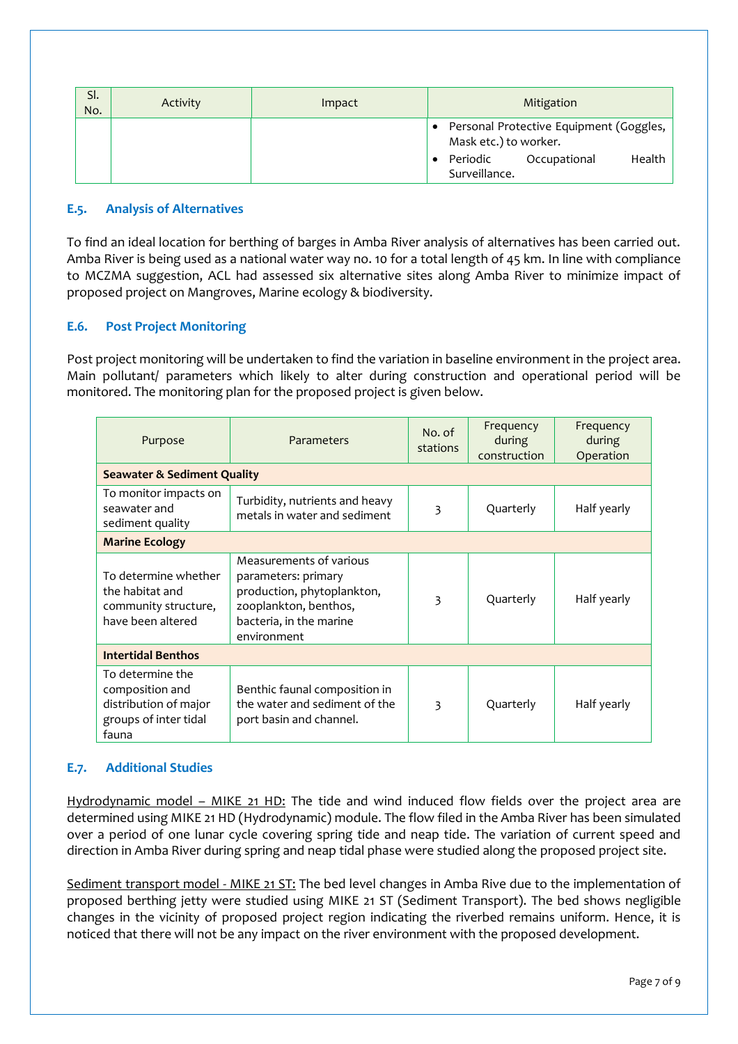| Sl. No. | Activity | Impact | Mitigation |
|---|---|---|---|
| | | | • Personal Protective Equipment (Goggles, Mask etc.) to worker.<br>• Periodic Occupational Health Surveillance. |

### E.5. Analysis of Alternatives

To find an ideal location for berthing of barges in Amba River analysis of alternatives has been carried out. Amba River is being used as a national water way no. 10 for a total length of 45 km. In line with compliance to MCZMA suggestion, ACL had assessed six alternative sites along Amba River to minimize impact of proposed project on Mangroves, Marine ecology & biodiversity.

### E.6. Post Project Monitoring

Post project monitoring will be undertaken to find the variation in baseline environment in the project area. Main pollutant/ parameters which likely to alter during construction and operational period will be monitored. The monitoring plan for the proposed project is given below.

| Purpose | Parameters | No. of stations | Frequency during construction | Frequency during Operation |
|---|---|---|---|---|
| **Seawater & Sediment Quality** | | | | |
| To monitor impacts on seawater and sediment quality | Turbidity, nutrients and heavy metals in water and sediment | 3 | Quarterly | Half yearly |
| **Marine Ecology** | | | | |
| To determine whether the habitat and community structure, have been altered | Measurements of various parameters: primary production, phytoplankton, zooplankton, benthos, bacteria, in the marine environment | 3 | Quarterly | Half yearly |
| **Intertidal Benthos** | | | | |
| To determine the composition and distribution of major groups of inter tidal fauna | Benthic faunal composition in the water and sediment of the port basin and channel. | 3 | Quarterly | Half yearly |

### E.7. Additional Studies

Hydrodynamic model – MIKE 21 HD: The tide and wind induced flow fields over the project area are determined using MIKE 21 HD (Hydrodynamic) module. The flow filed in the Amba River has been simulated over a period of one lunar cycle covering spring tide and neap tide. The variation of current speed and direction in Amba River during spring and neap tidal phase were studied along the proposed project site.

Sediment transport model - MIKE 21 ST: The bed level changes in Amba Rive due to the implementation of proposed berthing jetty were studied using MIKE 21 ST (Sediment Transport). The bed shows negligible changes in the vicinity of proposed project region indicating the riverbed remains uniform. Hence, it is noticed that there will not be any impact on the river environment with the proposed development.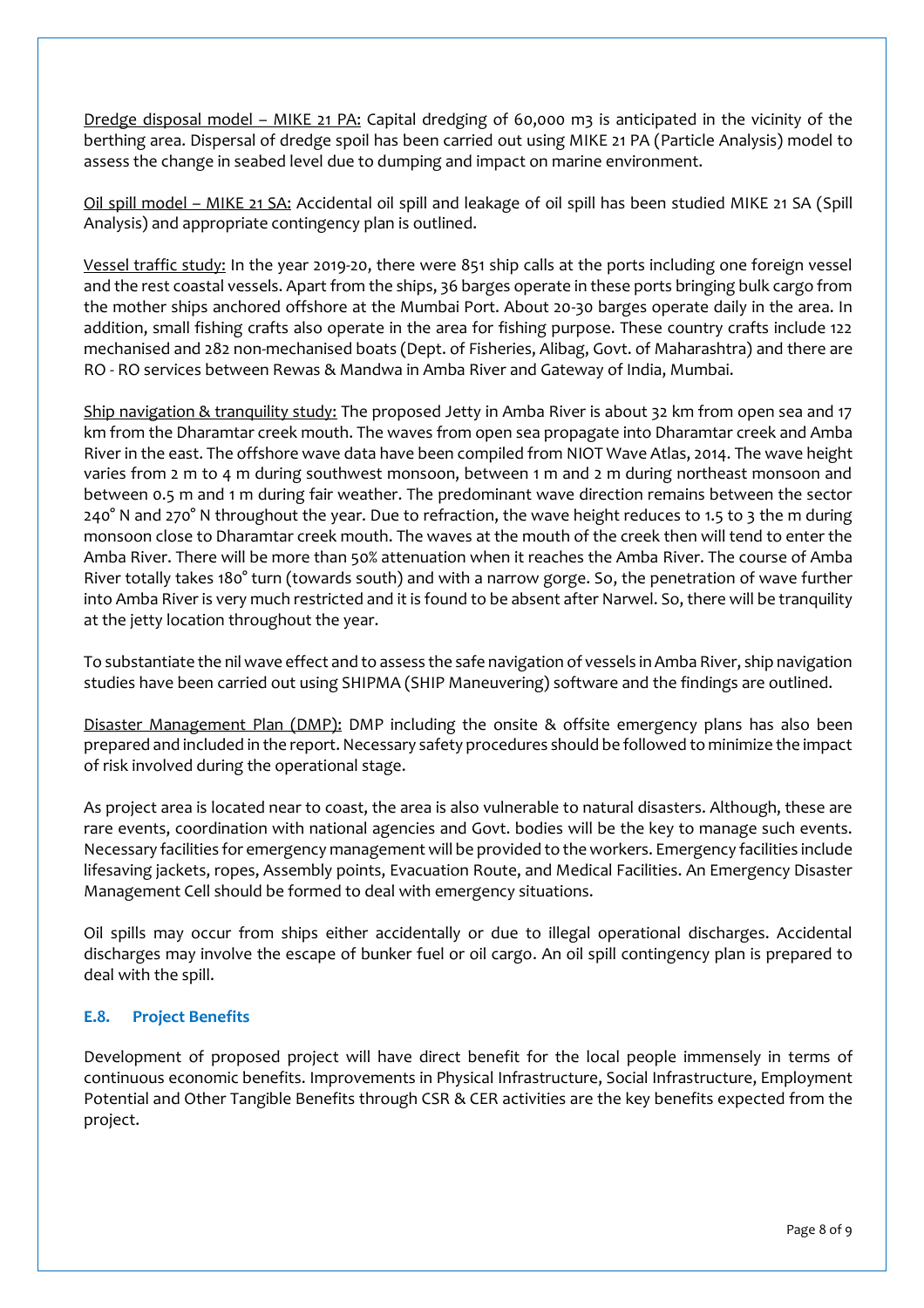Dredge disposal model – MIKE 21 PA: Capital dredging of 60,000 m3 is anticipated in the vicinity of the berthing area. Dispersal of dredge spoil has been carried out using MIKE 21 PA (Particle Analysis) model to assess the change in seabed level due to dumping and impact on marine environment.

Oil spill model – MIKE 21 SA: Accidental oil spill and leakage of oil spill has been studied MIKE 21 SA (Spill Analysis) and appropriate contingency plan is outlined.

Vessel traffic study: In the year 2019-20, there were 851 ship calls at the ports including one foreign vessel and the rest coastal vessels. Apart from the ships, 36 barges operate in these ports bringing bulk cargo from the mother ships anchored offshore at the Mumbai Port. About 20-30 barges operate daily in the area. In addition, small fishing crafts also operate in the area for fishing purpose. These country crafts include 122 mechanised and 282 non-mechanised boats (Dept. of Fisheries, Alibag, Govt. of Maharashtra) and there are RO - RO services between Rewas & Mandwa in Amba River and Gateway of India, Mumbai.

Ship navigation & tranquility study: The proposed Jetty in Amba River is about 32 km from open sea and 17 km from the Dharamtar creek mouth. The waves from open sea propagate into Dharamtar creek and Amba River in the east. The offshore wave data have been compiled from NIOT Wave Atlas, 2014. The wave height varies from 2 m to 4 m during southwest monsoon, between 1 m and 2 m during northeast monsoon and between 0.5 m and 1 m during fair weather. The predominant wave direction remains between the sector 240° N and 270° N throughout the year. Due to refraction, the wave height reduces to 1.5 to 3 the m during monsoon close to Dharamtar creek mouth. The waves at the mouth of the creek then will tend to enter the Amba River. There will be more than 50% attenuation when it reaches the Amba River. The course of Amba River totally takes 180° turn (towards south) and with a narrow gorge. So, the penetration of wave further into Amba River is very much restricted and it is found to be absent after Narwel. So, there will be tranquility at the jetty location throughout the year.

To substantiate the nil wave effect and to assess the safe navigation of vessels in Amba River, ship navigation studies have been carried out using SHIPMA (SHIP Maneuvering) software and the findings are outlined.

Disaster Management Plan (DMP): DMP including the onsite & offsite emergency plans has also been prepared and included in the report. Necessary safety procedures should be followed to minimize the impact of risk involved during the operational stage.

As project area is located near to coast, the area is also vulnerable to natural disasters. Although, these are rare events, coordination with national agencies and Govt. bodies will be the key to manage such events. Necessary facilities for emergency management will be provided to the workers. Emergency facilities include lifesaving jackets, ropes, Assembly points, Evacuation Route, and Medical Facilities. An Emergency Disaster Management Cell should be formed to deal with emergency situations.

Oil spills may occur from ships either accidentally or due to illegal operational discharges. Accidental discharges may involve the escape of bunker fuel or oil cargo. An oil spill contingency plan is prepared to deal with the spill.

### E.8. Project Benefits

Development of proposed project will have direct benefit for the local people immensely in terms of continuous economic benefits. Improvements in Physical Infrastructure, Social Infrastructure, Employment Potential and Other Tangible Benefits through CSR & CER activities are the key benefits expected from the project.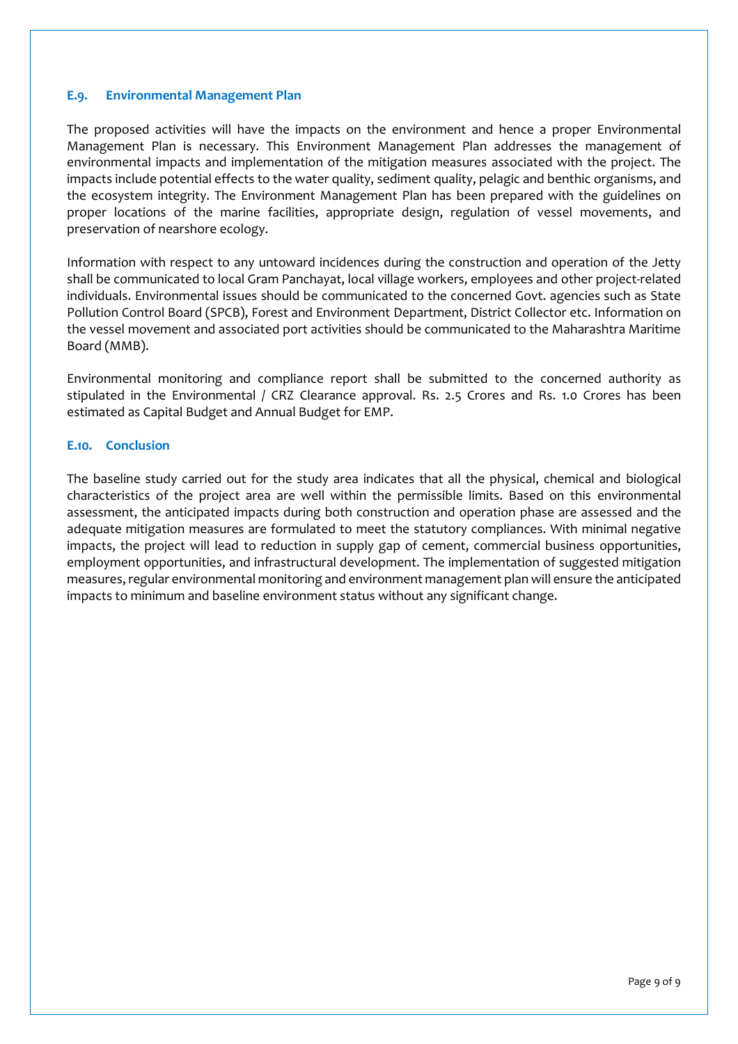### E.9. Environmental Management Plan

The proposed activities will have the impacts on the environment and hence a proper Environmental Management Plan is necessary. This Environment Management Plan addresses the management of environmental impacts and implementation of the mitigation measures associated with the project. The impacts include potential effects to the water quality, sediment quality, pelagic and benthic organisms, and the ecosystem integrity. The Environment Management Plan has been prepared with the guidelines on proper locations of the marine facilities, appropriate design, regulation of vessel movements, and preservation of nearshore ecology.

Information with respect to any untoward incidences during the construction and operation of the Jetty shall be communicated to local Gram Panchayat, local village workers, employees and other project-related individuals. Environmental issues should be communicated to the concerned Govt. agencies such as State Pollution Control Board (SPCB), Forest and Environment Department, District Collector etc. Information on the vessel movement and associated port activities should be communicated to the Maharashtra Maritime Board (MMB).

Environmental monitoring and compliance report shall be submitted to the concerned authority as stipulated in the Environmental / CRZ Clearance approval. Rs. 2.5 Crores and Rs. 1.0 Crores has been estimated as Capital Budget and Annual Budget for EMP.

### E.10. Conclusion

The baseline study carried out for the study area indicates that all the physical, chemical and biological characteristics of the project area are well within the permissible limits. Based on this environmental assessment, the anticipated impacts during both construction and operation phase are assessed and the adequate mitigation measures are formulated to meet the statutory compliances. With minimal negative impacts, the project will lead to reduction in supply gap of cement, commercial business opportunities, employment opportunities, and infrastructural development. The implementation of suggested mitigation measures, regular environmental monitoring and environment management plan will ensure the anticipated impacts to minimum and baseline environment status without any significant change.